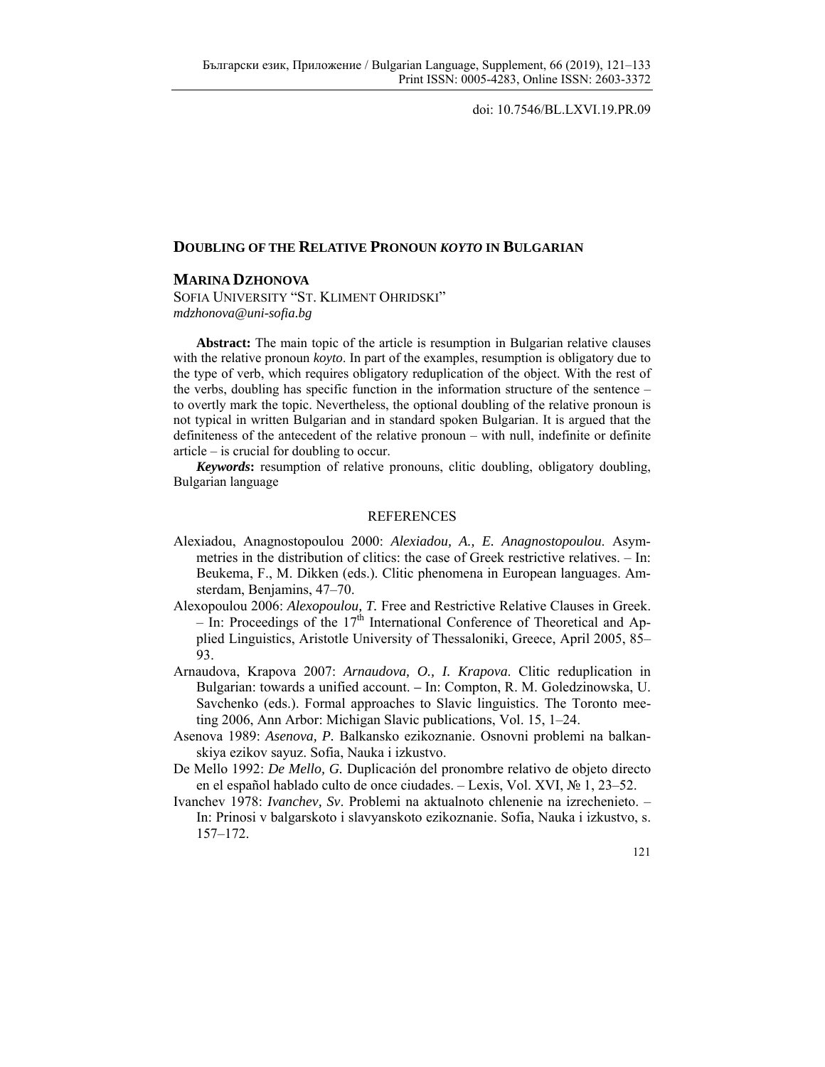doi: 10.7546/BL.LXVI.19.PR.09

# DOUBLING OF THE RELATIVE PRONOUN *KOYTO* IN BULGARIAN

**MARINA DZHONOVA**
SOFIA UNIVERSITY "ST. KLIMENT OHRIDSKI"
*mdzhonova@uni-sofia.bg*

**Abstract:** The main topic of the article is resumption in Bulgarian relative clauses with the relative pronoun *koyto*. In part of the examples, resumption is obligatory due to the type of verb, which requires obligatory reduplication of the object. With the rest of the verbs, doubling has specific function in the information structure of the sentence – to overtly mark the topic. Nevertheless, the optional doubling of the relative pronoun is not typical in written Bulgarian and in standard spoken Bulgarian. It is argued that the definiteness of the antecedent of the relative pronoun – with null, indefinite or definite article – is crucial for doubling to occur.

***Keywords*:** resumption of relative pronouns, clitic doubling, obligatory doubling, Bulgarian language

## REFERENCES

Alexiadou, Anagnostopoulou 2000: *Alexiadou, A., E. Anagnostopoulou*. Asymmetries in the distribution of clitics: the case of Greek restrictive relatives. – In: Beukema, F., M. Dikken (eds.). Clitic phenomena in European languages. Amsterdam, Benjamins, 47–70.

Alexopoulou 2006: *Alexopoulou, T.* Free and Restrictive Relative Clauses in Greek. – In: Proceedings of the 17th International Conference of Theoretical and Applied Linguistics, Aristotle University of Thessaloniki, Greece, April 2005, 85–93.

Arnaudova, Krapova 2007: *Arnaudova, O., I. Krapova*. Clitic reduplication in Bulgarian: towards a unified account. – In: Compton, R. M. Goledzinowska, U. Savchenko (eds.). Formal approaches to Slavic linguistics. The Toronto meeting 2006, Ann Arbor: Michigan Slavic publications, Vol. 15, 1–24.

Asenova 1989: *Asenova, P.* Balkansko ezikoznanie. Osnovni problemi na balkanskiya ezikov sayuz. Sofia, Nauka i izkustvo.

De Mello 1992: *De Mello, G.* Duplicación del pronombre relativo de objeto directo en el español hablado culto de once ciudades. – Lexis, Vol. XVI, № 1, 23–52.

Ivanchev 1978: *Ivanchev, Sv*. Problemi na aktualnoto chlenenie na izrechenieto. – In: Prinosi v balgarskoto i slavyanskoto ezikoznanie. Sofia, Nauka i izkustvo, s. 157–172.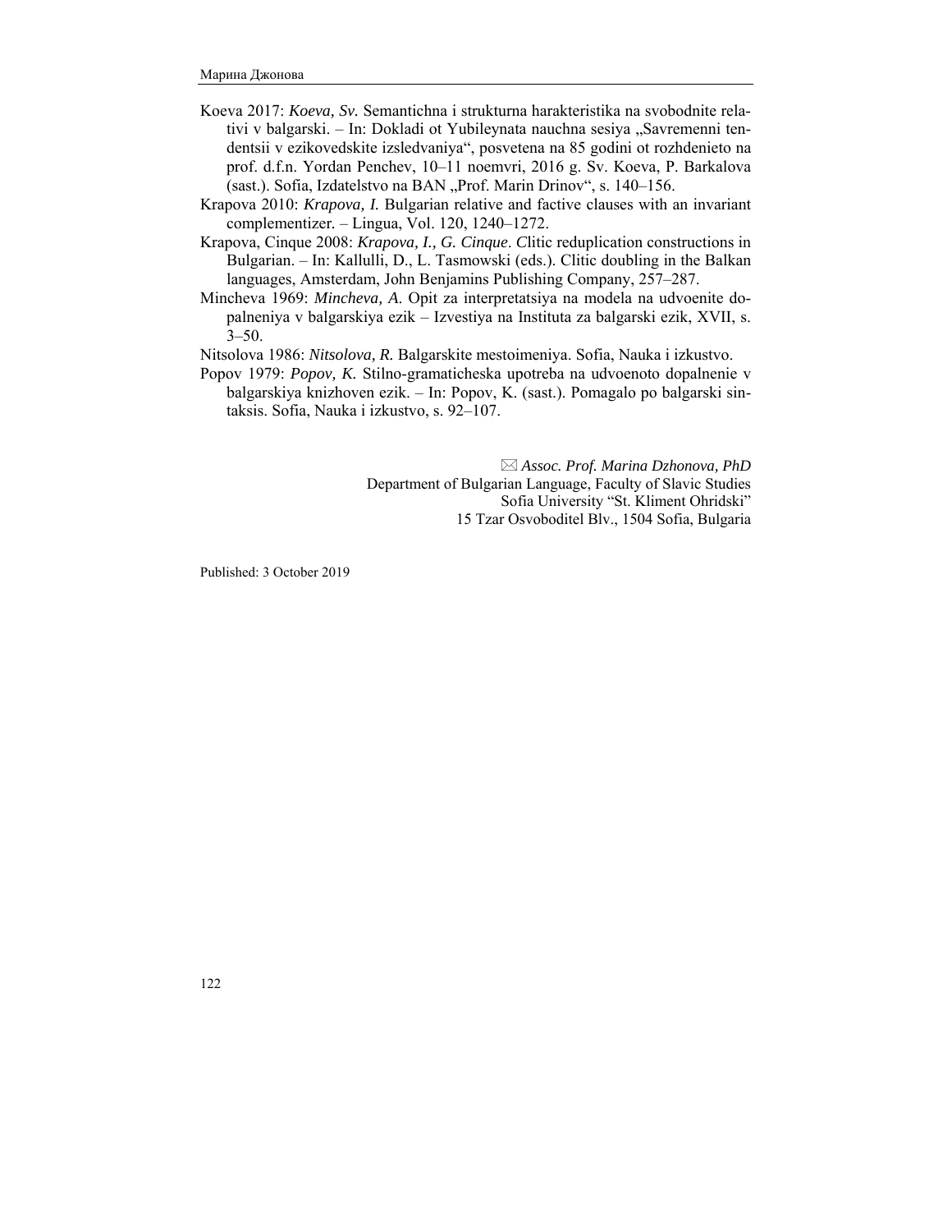Koeva 2017: *Koeva, Sv.* Semantichna i strukturna harakteristika na svobodnite relativi v balgarski. – In: Dokladi ot Yubileynata nauchna sesiya „Savremenni tendentsii v ezikovedskite izsledvaniya“, posvetena na 85 godini ot rozhdenieto na prof. d.f.n. Yordan Penchev, 10–11 noemvri, 2016 g. Sv. Koeva, P. Barkalova (sast.). Sofia, Izdatelstvo na BAN „Prof. Marin Drinov“, s. 140–156.

Krapova 2010: *Krapova, I.* Bulgarian relative and factive clauses with an invariant complementizer. – Lingua, Vol. 120, 1240–1272.

Krapova, Cinque 2008: *Krapova, I., G. Cinque*. Clitic reduplication constructions in Bulgarian. – In: Kallulli, D., L. Tasmowski (eds.). Clitic doubling in the Balkan languages, Amsterdam, John Benjamins Publishing Company, 257–287.

Mincheva 1969: *Mincheva, A*. Opit za interpretatsiya na modela na udvoenite dopalneniya v balgarskiya ezik – Izvestiya na Instituta za balgarski ezik, XVII, s. 3–50.

Nitsolova 1986: *Nitsolova, R.* Balgarskite mestoimeniya. Sofia, Nauka i izkustvo.

Popov 1979: *Popov, K.* Stilno-gramaticheska upotreba na udvoenoto dopalnenie v balgarskiya knizhoven ezik. – In: Popov, K. (sast.). Pomagalo po balgarski sintaksis. Sofia, Nauka i izkustvo, s. 92–107.

✉ *Assoc. Prof. Marina Dzhonova, PhD*
Department of Bulgarian Language, Faculty of Slavic Studies
Sofia University “St. Kliment Ohridski”
15 Tzar Osvoboditel Blv., 1504 Sofia, Bulgaria

Published: 3 October 2019